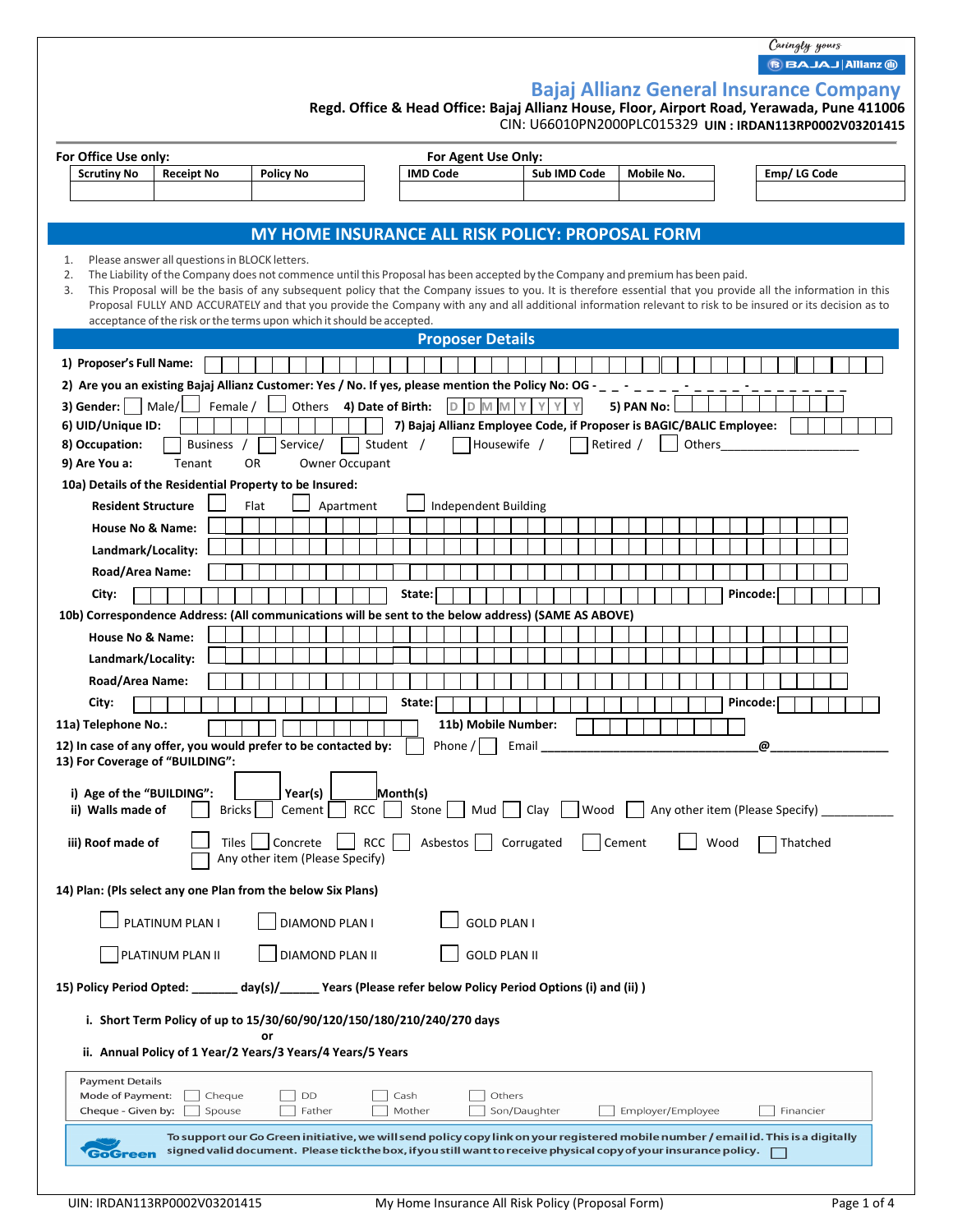Caringly yours

BAJAJ | Allianz

# Bajaj Allianz General Insurance Company

**Regd. Office & Head Office: Bajaj Allianz House, Floor, Airport Road, Yerawada, Pune 411006**

CIN: U66010PN2000PLC015329 **UIN : IRDAN113RP0002V03201415**

**For Office Use only:**

| Scrutiny No | Receipt No | Policy No |
|---|---|---|
| | | |

**For Agent Use Only:**

| IMD Code | Sub IMD Code | Mobile No. |
|---|---|---|
| | | |

| Emp/ LG Code |
|---|
| |

## MY HOME INSURANCE ALL RISK POLICY: PROPOSAL FORM

1. Please answer all questions in BLOCK letters.
2. The Liability of the Company does not commence until this Proposal has been accepted by the Company and premium has been paid.
3. This Proposal will be the basis of any subsequent policy that the Company issues to you. It is therefore essential that you provide all the information in this Proposal FULLY AND ACCURATELY and that you provide the Company with any and all additional information relevant to risk to be insured or its decision as to acceptance of the risk or the terms upon which it should be accepted.

### Proposer Details

**1) Proposer's Full Name:**

**2) Are you an existing Bajaj Allianz Customer: Yes / No. If yes, please mention the Policy No: OG - _ _ - _ _ _ _ - _ _ _ _ -_ _ _ _ _ _ _ _**

**3) Gender:** ☐ Male/ ☐ Female / ☐ Others **4) Date of Birth:** D D M M Y Y Y Y **5) PAN No:**

**6) UID/Unique ID:** **7) Bajaj Allianz Employee Code, if Proposer is BAGIC/BALIC Employee:**

**8) Occupation:** ☐ Business / ☐ Service/ ☐ Student / ☐ Housewife / ☐ Retired / ☐ Others____________________

**9) Are You a:** Tenant OR Owner Occupant

**10a) Details of the Residential Property to be Insured:**

**Resident Structure** ☐ Flat ☐ Apartment ☐ Independent Building

**House No & Name:**

**Landmark/Locality:**

**Road/Area Name:**

**City:** **State:** **Pincode:**

**10b) Correspondence Address: (All communications will be sent to the below address) (SAME AS ABOVE)**

**House No & Name:**

**Landmark/Locality:**

**Road/Area Name:**

**City:** **State:** **Pincode:**

**11a) Telephone No.:** **11b) Mobile Number:**

**12) In case of any offer, you would prefer to be contacted by:** ☐ Phone / ☐ Email ________________________________@_________________

**13) For Coverage of "BUILDING":**

**i) Age of the "BUILDING":** ☐ **Year(s)** ☐ **Month(s)**

**ii) Walls made of** ☐ Bricks ☐ Cement ☐ RCC ☐ Stone ☐ Mud ☐ Clay ☐ Wood ☐ Any other item (Please Specify) ___________

**iii) Roof made of** ☐ Tiles ☐ Concrete ☐ RCC ☐ Asbestos ☐ Corrugated ☐ Cement ☐ Wood ☐ Thatched ☐ Any other item (Please Specify)

**14) Plan: (Pls select any one Plan from the below Six Plans)**

☐ PLATINUM PLAN I ☐ DIAMOND PLAN I ☐ GOLD PLAN I

☐ PLATINUM PLAN II ☐ DIAMOND PLAN II ☐ GOLD PLAN II

**15) Policy Period Opted: _______ day(s)/______ Years (Please refer below Policy Period Options (i) and (ii) )**

**i. Short Term Policy of up to 15/30/60/90/120/150/180/210/240/270 days**

**or**

**ii. Annual Policy of 1 Year/2 Years/3 Years/4 Years/5 Years**

Payment Details

Mode of Payment: ☐ Cheque ☐ DD ☐ Cash ☐ Others

Cheque - Given by: ☐ Spouse ☐ Father ☐ Mother ☐ Son/Daughter ☐ Employer/Employee ☐ Financier

GoGreen **To support our Go Green initiative, we will send policy copy link on your registered mobile number / email id. This is a digitally signed valid document. Please tick the box, if you still want to receive physical copy of your insurance policy.** ☐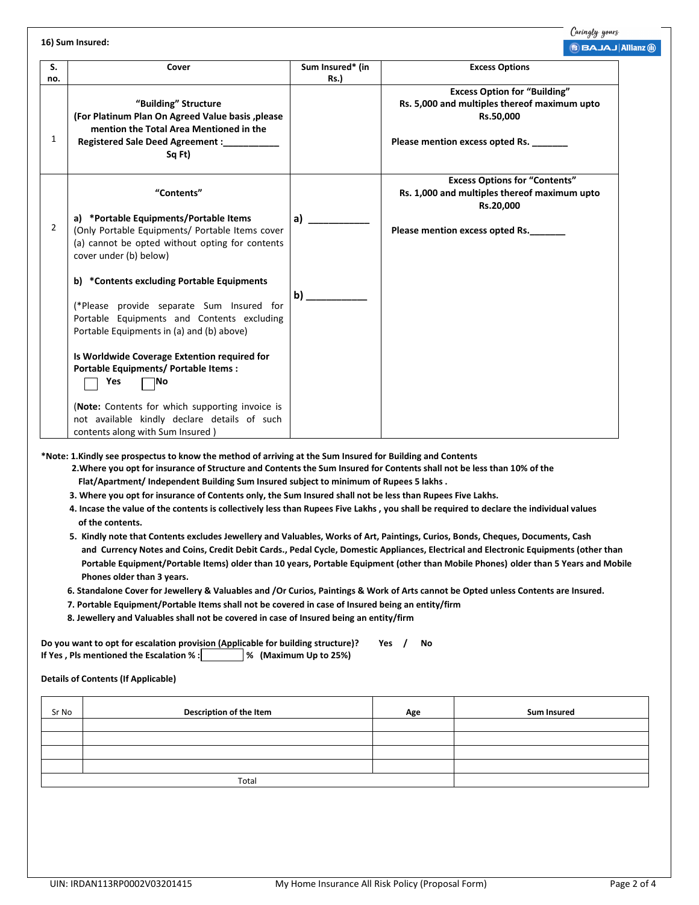**16) Sum Insured:**

| S. no. | Cover | Sum Insured* (in Rs.) | Excess Options |
|---|---|---|---|
| 1 | **"Building" Structure (For Platinum Plan On Agreed Value basis ,please mention the Total Area Mentioned in the Registered Sale Deed Agreement :___________ Sq Ft)** | | **Excess Option for "Building" Rs. 5,000 and multiples thereof maximum upto Rs.50,000**<br><br>**Please mention excess opted Rs. _______** |
| 2 | **"Contents"**<br><br>**a) *Portable Equipments/Portable Items** (Only Portable Equipments/ Portable Items cover (a) cannot be opted without opting for contents cover under (b) below)<br><br>**b) *Contents excluding Portable Equipments**<br><br>(*Please provide separate Sum Insured for Portable Equipments and Contents excluding Portable Equipments in (a) and (b) above)<br><br>**Is Worldwide Coverage Extention required for Portable Equipments/ Portable Items :**<br>☐ **Yes** ☐ **No**<br><br>(**Note:** Contents for which supporting invoice is not available kindly declare details of such contents along with Sum Insured ) | **a)** ___________<br><br>**b)** ___________ | **Excess Options for "Contents" Rs. 1,000 and multiples thereof maximum upto Rs.20,000**<br><br>**Please mention excess opted Rs._______** |

**\*Note: 1.Kindly see prospectus to know the method of arriving at the Sum Insured for Building and Contents**

**2.Where you opt for insurance of Structure and Contents the Sum Insured for Contents shall not be less than 10% of the Flat/Apartment/ Independent Building Sum Insured subject to minimum of Rupees 5 lakhs .**

**3. Where you opt for insurance of Contents only, the Sum Insured shall not be less than Rupees Five Lakhs.**

**4. Incase the value of the contents is collectively less than Rupees Five Lakhs , you shall be required to declare the individual values of the contents.**

**5. Kindly note that Contents excludes Jewellery and Valuables, Works of Art, Paintings, Curios, Bonds, Cheques, Documents, Cash and Currency Notes and Coins, Credit Debit Cards., Pedal Cycle, Domestic Appliances, Electrical and Electronic Equipments (other than Portable Equipment/Portable Items) older than 10 years, Portable Equipment (other than Mobile Phones) older than 5 Years and Mobile Phones older than 3 years.**

**6. Standalone Cover for Jewellery & Valuables and /Or Curios, Paintings & Work of Arts cannot be Opted unless Contents are Insured.**

**7. Portable Equipment/Portable Items shall not be covered in case of Insured being an entity/firm**

**8. Jewellery and Valuables shall not be covered in case of Insured being an entity/firm**

**Do you want to opt for escalation provision (Applicable for building structure)? Yes / No**
**If Yes , Pls mentioned the Escalation % :** ______ **% (Maximum Up to 25%)**

**Details of Contents (If Applicable)**

| Sr No | Description of the Item | Age | Sum Insured |
|---|---|---|---|
| | | | |
| | | | |
| | | | |
| | | | |
| Total | | | |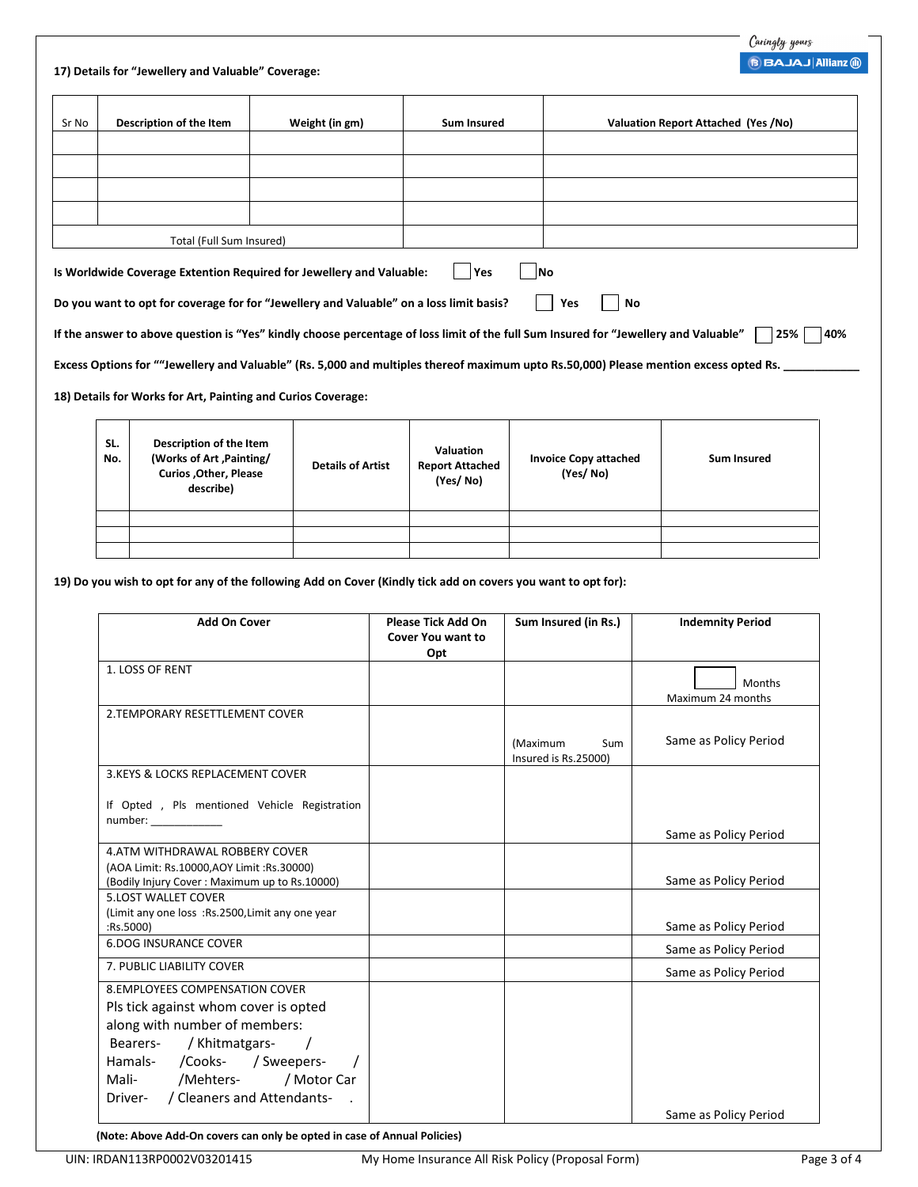**17) Details for "Jewellery and Valuable" Coverage:**

| Sr No | Description of the Item | Weight (in gm) | Sum Insured | Valuation Report Attached (Yes /No) |
|---|---|---|---|---|
| | | | | |
| | | | | |
| | | | | |
| | | | | |
| Total (Full Sum Insured) | | | | |

**Is Worldwide Coverage Extention Required for Jewellery and Valuable:** ☐ **Yes** ☐ **No**

**Do you want to opt for coverage for for "Jewellery and Valuable" on a loss limit basis?** ☐ **Yes** ☐ **No**

**If the answer to above question is "Yes" kindly choose percentage of loss limit of the full Sum Insured for "Jewellery and Valuable"** ☐ **25%** ☐ **40%**

**Excess Options for ""Jewellery and Valuable" (Rs. 5,000 and multiples thereof maximum upto Rs.50,000) Please mention excess opted Rs. ____________**

**18) Details for Works for Art, Painting and Curios Coverage:**

| SL. No. | Description of the Item (Works of Art ,Painting/ Curios ,Other, Please describe) | Details of Artist | Valuation Report Attached (Yes/ No) | Invoice Copy attached (Yes/ No) | Sum Insured |
|---|---|---|---|---|---|
| | | | | | |
| | | | | | |
| | | | | | |

**19) Do you wish to opt for any of the following Add on Cover (Kindly tick add on covers you want to opt for):**

| Add On Cover | Please Tick Add On Cover You want to Opt | Sum Insured (in Rs.) | Indemnity Period |
|---|---|---|---|
| 1. LOSS OF RENT | | | ☐ Months Maximum 24 months |
| 2.TEMPORARY RESETTLEMENT COVER | | (Maximum Sum Insured is Rs.25000) | Same as Policy Period |
| 3.KEYS & LOCKS REPLACEMENT COVER<br>If Opted , Pls mentioned Vehicle Registration number: ____________ | | | Same as Policy Period |
| 4.ATM WITHDRAWAL ROBBERY COVER (AOA Limit: Rs.10000,AOY Limit :Rs.30000) (Bodily Injury Cover : Maximum up to Rs.10000) | | | Same as Policy Period |
| 5.LOST WALLET COVER (Limit any one loss :Rs.2500,Limit any one year :Rs.5000) | | | Same as Policy Period |
| 6.DOG INSURANCE COVER | | | Same as Policy Period |
| 7. PUBLIC LIABILITY COVER | | | Same as Policy Period |
| 8.EMPLOYEES COMPENSATION COVER<br>Pls tick against whom cover is opted along with number of members:<br>Bearers- / Khitmatgars- / Hamals- /Cooks- / Sweepers- / Mali- /Mehters- / Motor Car Driver- / Cleaners and Attendants- . | | | Same as Policy Period |

**(Note: Above Add-On covers can only be opted in case of Annual Policies)**

UIN: IRDAN113RP0002V03201415 My Home Insurance All Risk Policy (Proposal Form)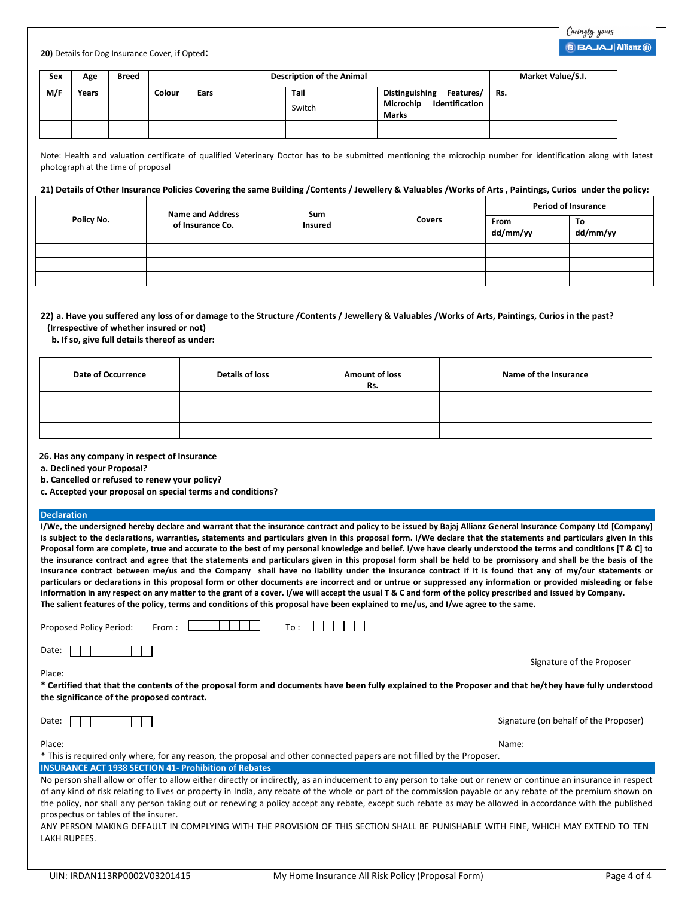**20)** Details for Dog Insurance Cover, if Opted:

| Sex | Age | Breed | Description of the Animal | | | | Market Value/S.I. |
|---|---|---|---|---|---|---|---|
| M/F | Years | | Colour | Ears | Tail<br>Switch | Distinguishing Features/ Microchip Identification Marks | Rs. |
| | | | | | | | |

Note: Health and valuation certificate of qualified Veterinary Doctor has to be submitted mentioning the microchip number for identification along with latest photograph at the time of proposal

**21) Details of Other Insurance Policies Covering the same Building /Contents / Jewellery & Valuables /Works of Arts , Paintings, Curios under the policy:**

| Policy No. | Name and Address of Insurance Co. | Sum Insured | Covers | Period of Insurance | |
|---|---|---|---|---|---|
| | | | | From dd/mm/yy | To dd/mm/yy |
| | | | | | |
| | | | | | |
| | | | | | |

**22) a. Have you suffered any loss of or damage to the Structure /Contents / Jewellery & Valuables /Works of Arts, Paintings, Curios in the past? (Irrespective of whether insured or not)**

**b. If so, give full details thereof as under:**

| Date of Occurrence | Details of loss | Amount of loss Rs. | Name of the Insurance |
|---|---|---|---|
| | | | |
| | | | |
| | | | |

**26. Has any company in respect of Insurance**

**a. Declined your Proposal?**

**b. Cancelled or refused to renew your policy?**

**c. Accepted your proposal on special terms and conditions?**

## Declaration

**I/We, the undersigned hereby declare and warrant that the insurance contract and policy to be issued by Bajaj Allianz General Insurance Company Ltd [Company] is subject to the declarations, warranties, statements and particulars given in this proposal form. I/We declare that the statements and particulars given in this Proposal form are complete, true and accurate to the best of my personal knowledge and belief. I/we have clearly understood the terms and conditions [T & C] to the insurance contract and agree that the statements and particulars given in this proposal form shall be held to be promissory and shall be the basis of the insurance contract between me/us and the Company shall have no liability under the insurance contract if it is found that any of my/our statements or particulars or declarations in this proposal form or other documents are incorrect and or untrue or suppressed any information or provided misleading or false information in any respect on any matter to the grant of a cover. I/we will accept the usual T & C and form of the policy prescribed and issued by Company. The salient features of the policy, terms and conditions of this proposal have been explained to me/us, and I/we agree to the same.**

Proposed Policy Period: From : ☐☐☐☐☐☐ To : ☐☐☐☐☐☐☐☐

Date: ☐☐☐☐☐☐☐☐

Signature of the Proposer

Place:

**\* Certified that that the contents of the proposal form and documents have been fully explained to the Proposer and that he/they have fully understood the significance of the proposed contract.**

Date: ☐☐☐☐☐☐☐☐

Signature (on behalf of the Proposer)

Place:

Name:

\* This is required only where, for any reason, the proposal and other connected papers are not filled by the Proposer.

## INSURANCE ACT 1938 SECTION 41- Prohibition of Rebates

No person shall allow or offer to allow either directly or indirectly, as an inducement to any person to take out or renew or continue an insurance in respect of any kind of risk relating to lives or property in India, any rebate of the whole or part of the commission payable or any rebate of the premium shown on the policy, nor shall any person taking out or renewing a policy accept any rebate, except such rebate as may be allowed in accordance with the published prospectus or tables of the insurer.

ANY PERSON MAKING DEFAULT IN COMPLYING WITH THE PROVISION OF THIS SECTION SHALL BE PUNISHABLE WITH FINE, WHICH MAY EXTEND TO TEN LAKH RUPEES.